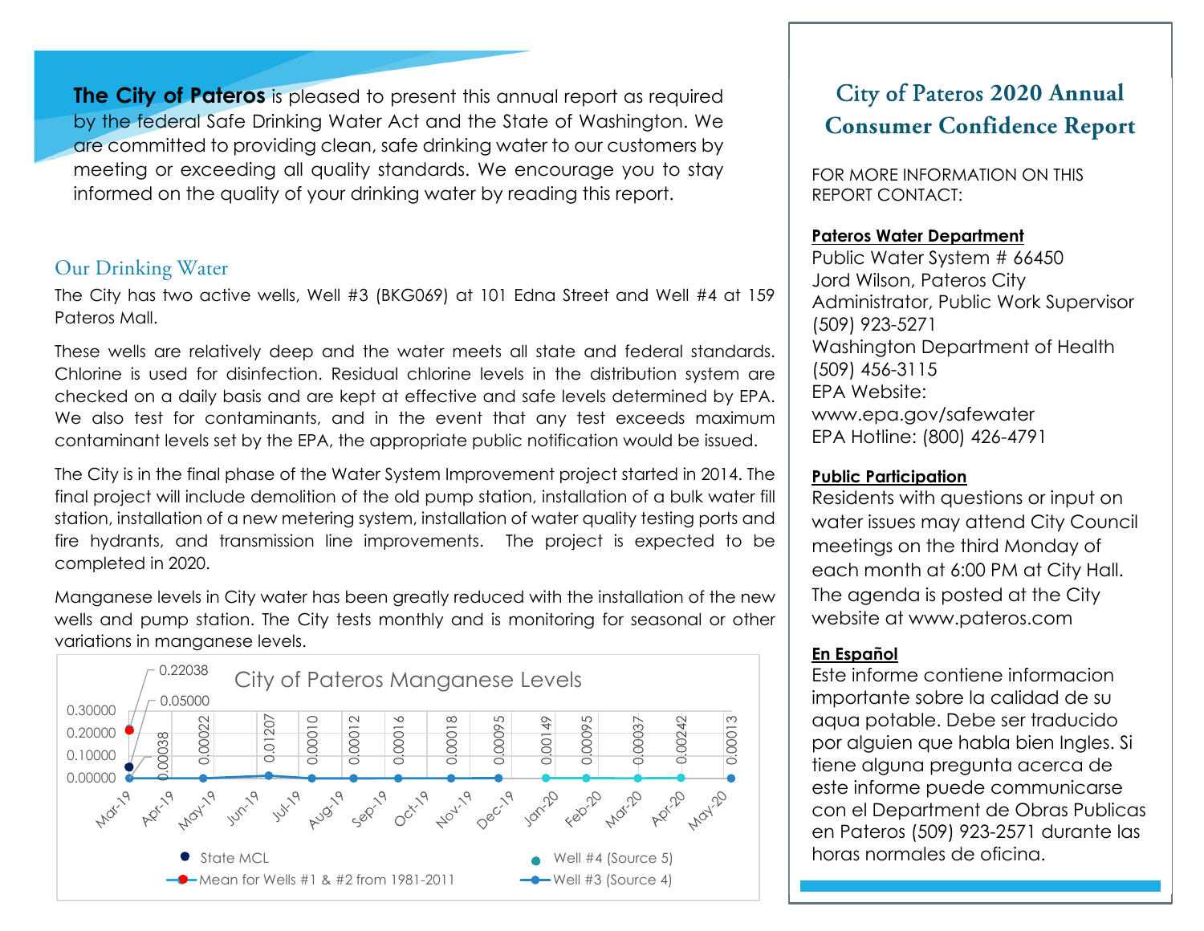**The City of Pateros** is pleased to present this annual report as required by the federal Safe Drinking Water Act and the State of Washington. We are committed to providing clean, safe drinking water to our customers by meeting or exceeding all quality standards. We encourage you to stay informed on the quality of your drinking water by reading this report.

## Our Drinking Water

The City has two active wells, Well #3 (BKG069) at 101 Edna Street and Well #4 at 159 Pateros Mall.

These wells are relatively deep and the water meets all state and federal standards. Chlorine is used for disinfection. Residual chlorine levels in the distribution system are checked on a daily basis and are kept at effective and safe levels determined by EPA. We also test for contaminants, and in the event that any test exceeds maximum contaminant levels set by the EPA, the appropriate public notification would be issued.

The City is in the final phase of the Water System Improvement project started in 2014. The final project will include demolition of the old pump station, installation of a bulk water fill station, installation of a new metering system, installation of water quality testing ports and fire hydrants, and transmission line improvements. The project is expected to be completed in 2020.

Manganese levels in City water has been greatly reduced with the installation of the new wells and pump station. The City tests monthly and is monitoring for seasonal or other variations in manganese levels.

**City of Pateros Manganese Levels**

| Month | Value |
|---|---|
| Mar-19 | State MCL: 0.05000; Mean for Wells #1 & #2 from 1981-2011: 0.22038 |
| Apr-19 | 0.00038 |
| May-19 | 0.00022 |
| Jun-19 | 0.01207 |
| Jul-19 | 0.00010 |
| Aug-19 | 0.00012 |
| Sep-19 | 0.00016 |
| Oct-19 | 0.00018 |
| Nov-19 | 0.00095 |
| Dec-19 | 0.00149 |
| Jan-20 | 0.00095 |
| Feb-20 | 0.00037 |
| Mar-20 | 0.00242 |
| Apr-20 | 0.00013 |

Legend: State MCL; Mean for Wells #1 & #2 from 1981-2011; Well #4 (Source 5); Well #3 (Source 4)

# City of Pateros 2020 Annual Consumer Confidence Report

FOR MORE INFORMATION ON THIS REPORT CONTACT:

**Pateros Water Department**
Public Water System # 66450
Jord Wilson, Pateros City Administrator, Public Work Supervisor
(509) 923-5271
Washington Department of Health
(509) 456-3115
EPA Website:
www.epa.gov/safewater
EPA Hotline: (800) 426-4791

**Public Participation**
Residents with questions or input on water issues may attend City Council meetings on the third Monday of each month at 6:00 PM at City Hall. The agenda is posted at the City website at www.pateros.com

**En Español**
Este informe contiene informacion importante sobre la calidad de su aqua potable. Debe ser traducido por alguien que habla bien Ingles. Si tiene alguna pregunta acerca de este informe puede communicarse con el Department de Obras Publicas en Pateros (509) 923-2571 durante las horas normales de oficina.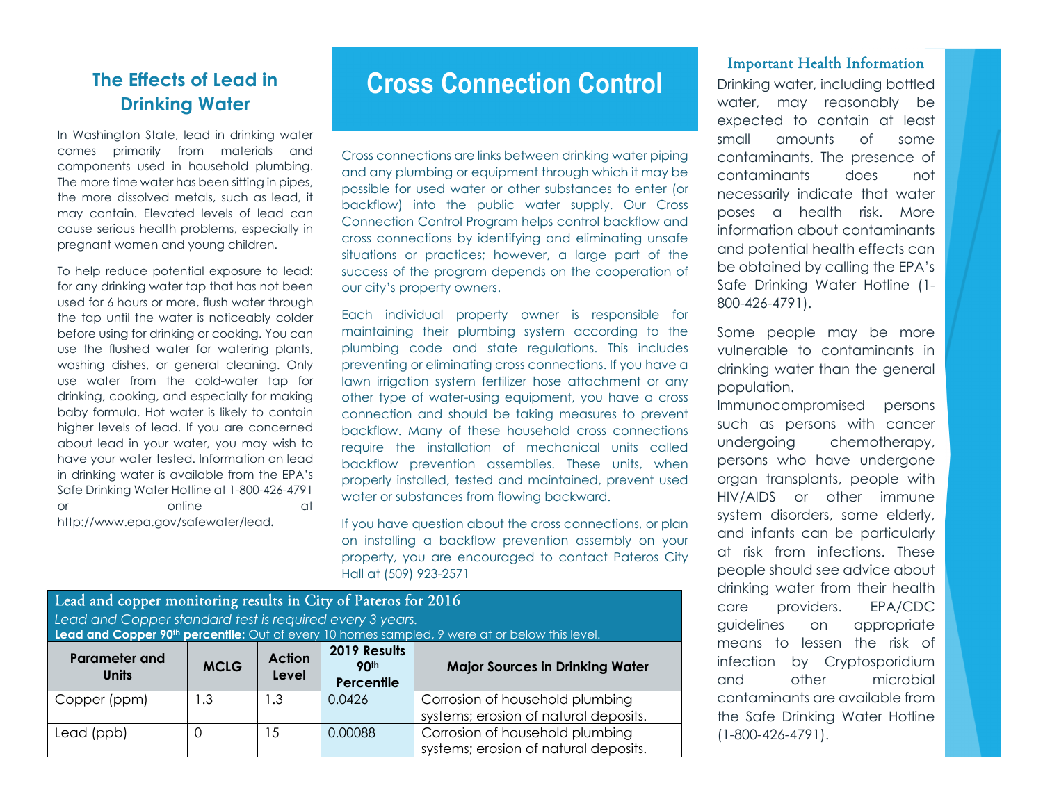## The Effects of Lead in Drinking Water

In Washington State, lead in drinking water comes primarily from materials and components used in household plumbing. The more time water has been sitting in pipes, the more dissolved metals, such as lead, it may contain. Elevated levels of lead can cause serious health problems, especially in pregnant women and young children.

To help reduce potential exposure to lead: for any drinking water tap that has not been used for 6 hours or more, flush water through the tap until the water is noticeably colder before using for drinking or cooking. You can use the flushed water for watering plants, washing dishes, or general cleaning. Only use water from the cold-water tap for drinking, cooking, and especially for making baby formula. Hot water is likely to contain higher levels of lead. If you are concerned about lead in your water, you may wish to have your water tested. Information on lead in drinking water is available from the EPA's Safe Drinking Water Hotline at 1-800-426-4791 or online at http://www.epa.gov/safewater/lead.

# Cross Connection Control

Cross connections are links between drinking water piping and any plumbing or equipment through which it may be possible for used water or other substances to enter (or backflow) into the public water supply. Our Cross Connection Control Program helps control backflow and cross connections by identifying and eliminating unsafe situations or practices; however, a large part of the success of the program depends on the cooperation of our city's property owners.

Each individual property owner is responsible for maintaining their plumbing system according to the plumbing code and state regulations. This includes preventing or eliminating cross connections. If you have a lawn irrigation system fertilizer hose attachment or any other type of water-using equipment, you have a cross connection and should be taking measures to prevent backflow. Many of these household cross connections require the installation of mechanical units called backflow prevention assemblies. These units, when properly installed, tested and maintained, prevent used water or substances from flowing backward.

If you have question about the cross connections, or plan on installing a backflow prevention assembly on your property, you are encouraged to contact Pateros City Hall at (509) 923-2571

### Lead and copper monitoring results in City of Pateros for 2016

*Lead and Copper standard test is required every 3 years.*

**Lead and Copper 90th percentile:** Out of every 10 homes sampled, 9 were at or below this level.

| Parameter and Units | MCLG | Action Level | 2019 Results 90th Percentile | Major Sources in Drinking Water |
|---|---|---|---|---|
| Copper (ppm) | 1.3 | 1.3 | 0.0426 | Corrosion of household plumbing systems; erosion of natural deposits. |
| Lead (ppb) | 0 | 15 | 0.00088 | Corrosion of household plumbing systems; erosion of natural deposits. |

### Important Health Information

Drinking water, including bottled water, may reasonably be expected to contain at least small amounts of some contaminants. The presence of contaminants does not necessarily indicate that water poses a health risk. More information about contaminants and potential health effects can be obtained by calling the EPA's Safe Drinking Water Hotline (1-800-426-4791).

Some people may be more vulnerable to contaminants in drinking water than the general population.
Immunocompromised persons such as persons with cancer undergoing chemotherapy, persons who have undergone organ transplants, people with HIV/AIDS or other immune system disorders, some elderly, and infants can be particularly at risk from infections. These people should see advice about drinking water from their health care providers. EPA/CDC guidelines on appropriate means to lessen the risk of infection by Cryptosporidium and other microbial contaminants are available from the Safe Drinking Water Hotline (1-800-426-4791).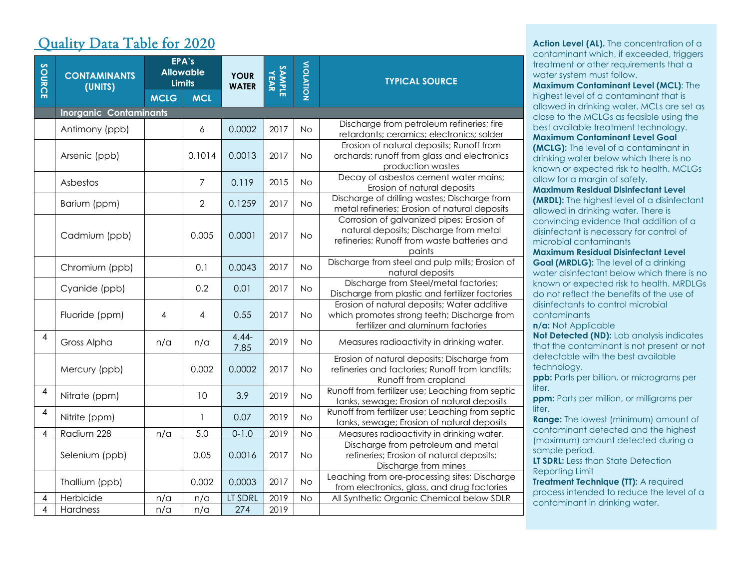## Quality Data Table for 2020

| SOURCE | CONTAMINANTS (UNITS) | EPA's Allowable Limits | | YOUR WATER | SAMPLE YEAR | VIOLATION | TYPICAL SOURCE |
|---|---|---|---|---|---|---|---|
| | | MCLG | MCL | | | | |
| | **Inorganic Contaminants** | | | | | | |
| | Antimony (ppb) | | 6 | 0.0002 | 2017 | No | Discharge from petroleum refineries; fire retardants; ceramics; electronics; solder |
| | Arsenic (ppb) | | 0.1014 | 0.0013 | 2017 | No | Erosion of natural deposits; Runoff from orchards; runoff from glass and electronics production wastes |
| | Asbestos | | 7 | 0.119 | 2015 | No | Decay of asbestos cement water mains; Erosion of natural deposits |
| | Barium (ppm) | | 2 | 0.1259 | 2017 | No | Discharge of drilling wastes; Discharge from metal refineries; Erosion of natural deposits |
| | Cadmium (ppb) | | 0.005 | 0.0001 | 2017 | No | Corrosion of galvanized pipes; Erosion of natural deposits; Discharge from metal refineries; Runoff from waste batteries and paints |
| | Chromium (ppb) | | 0.1 | 0.0043 | 2017 | No | Discharge from steel and pulp mills; Erosion of natural deposits |
| | Cyanide (ppb) | | 0.2 | 0.01 | 2017 | No | Discharge from Steel/metal factories; Discharge from plastic and fertilizer factories |
| | Fluoride (ppm) | 4 | 4 | 0.55 | 2017 | No | Erosion of natural deposits; Water additive which promotes strong teeth; Discharge from fertilizer and aluminum factories |
| 4 | Gross Alpha | n/a | n/a | 4.44-7.85 | 2019 | No | Measures radioactivity in drinking water. |
| | Mercury (ppb) | | 0.002 | 0.0002 | 2017 | No | Erosion of natural deposits; Discharge from refineries and factories; Runoff from landfills; Runoff from cropland |
| 4 | Nitrate (ppm) | | 10 | 3.9 | 2019 | No | Runoff from fertilizer use; Leaching from septic tanks, sewage; Erosion of natural deposits |
| 4 | Nitrite (ppm) | | 1 | 0.07 | 2019 | No | Runoff from fertilizer use; Leaching from septic tanks, sewage; Erosion of natural deposits |
| 4 | Radium 228 | n/a | 5.0 | 0-1.0 | 2019 | No | Measures radioactivity in drinking water. |
| | Selenium (ppb) | | 0.05 | 0.0016 | 2017 | No | Discharge from petroleum and metal refineries; Erosion of natural deposits; Discharge from mines |
| | Thallium (ppb) | | 0.002 | 0.0003 | 2017 | No | Leaching from ore-processing sites; Discharge from electronics, glass, and drug factories |
| 4 | Herbicide | n/a | n/a | LT SDRL | 2019 | No | All Synthetic Organic Chemical below SDLR |
| 4 | Hardness | n/a | n/a | 274 | 2019 | | |

**Action Level (AL).** The concentration of a contaminant which, if exceeded, triggers treatment or other requirements that a water system must follow.

**Maximum Contaminant Level (MCL)**: The highest level of a contaminant that is allowed in drinking water. MCLs are set as close to the MCLGs as feasible using the best available treatment technology.

**Maximum Contaminant Level Goal (MCLG):** The level of a contaminant in drinking water below which there is no known or expected risk to health. MCLGs allow for a margin of safety.

**Maximum Residual Disinfectant Level (MRDL):** The highest level of a disinfectant allowed in drinking water. There is convincing evidence that addition of a disinfectant is necessary for control of microbial contaminants

**Maximum Residual Disinfectant Level Goal (MRDLG):** The level of a drinking water disinfectant below which there is no known or expected risk to health. MRDLGs do not reflect the benefits of the use of disinfectants to control microbial contaminants

**n/a:** Not Applicable

**Not Detected (ND):** Lab analysis indicates that the contaminant is not present or not detectable with the best available technology.

**ppb:** Parts per billion, or micrograms per liter.

**ppm:** Parts per million, or milligrams per liter.

**Range:** The lowest (minimum) amount of contaminant detected and the highest (maximum) amount detected during a sample period.

**LT SDRL:** Less than State Detection Reporting Limit

**Treatment Technique (TT):** A required process intended to reduce the level of a contaminant in drinking water.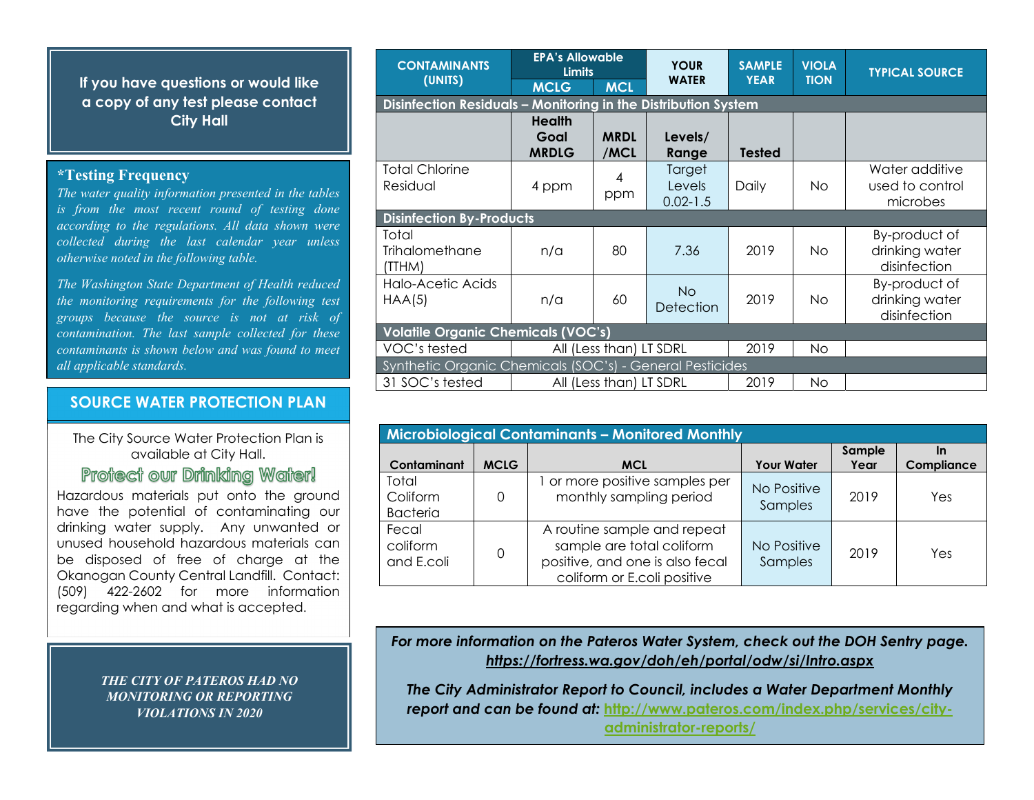**If you have questions or would like a copy of any test please contact City Hall**

## *Testing Frequency

*The water quality information presented in the tables is from the most recent round of testing done according to the regulations. All data shown were collected during the last calendar year unless otherwise noted in the following table.*

*The Washington State Department of Health reduced the monitoring requirements for the following test groups because the source is not at risk of contamination. The last sample collected for these contaminants is shown below and was found to meet all applicable standards.*

## SOURCE WATER PROTECTION PLAN

The City Source Water Protection Plan is available at City Hall.

### Protect our Drinking Water!

Hazardous materials put onto the ground have the potential of contaminating our drinking water supply. Any unwanted or unused household hazardous materials can be disposed of free of charge at the Okanogan County Central Landfill. Contact: (509) 422-2602 for more information regarding when and what is accepted.

***THE CITY OF PATEROS HAD NO MONITORING OR REPORTING VIOLATIONS IN 2020***

| CONTAMINANTS (UNITS) | EPA's Allowable Limits | | YOUR WATER | SAMPLE YEAR | VIOLATION | TYPICAL SOURCE |
|---|---|---|---|---|---|---|
| | MCLG | MCL | | | | |
| **Disinfection Residuals – Monitoring in the Distribution System** | | | | | | |
| | Health Goal MRDLG | MRDL /MCL | Levels/ Range | Tested | | |
| Total Chlorine Residual | 4 ppm | 4 ppm | Target Levels 0.02-1.5 | Daily | No | Water additive used to control microbes |
| **Disinfection By-Products** | | | | | | |
| Total Trihalomethane (TTHM) | n/a | 80 | 7.36 | 2019 | No | By-product of drinking water disinfection |
| Halo-Acetic Acids HAA(5) | n/a | 60 | No Detection | 2019 | No | By-product of drinking water disinfection |
| **Volatile Organic Chemicals (VOC's)** | | | | | | |
| VOC's tested | All (Less than) LT SDRL | | | 2019 | No | |
| Synthetic Organic Chemicals (SOC's) - General Pesticides | | | | | | |
| 31 SOC's tested | All (Less than) LT SDRL | | | 2019 | No | |

| Microbiological Contaminants – Monitored Monthly | | | | | |
|---|---|---|---|---|---|
| **Contaminant** | **MCLG** | **MCL** | **Your Water** | **Sample Year** | **In Compliance** |
| Total Coliform Bacteria | 0 | 1 or more positive samples per monthly sampling period | No Positive Samples | 2019 | Yes |
| Fecal coliform and E.coli | 0 | A routine sample and repeat sample are total coliform positive, and one is also fecal coliform or E.coli positive | No Positive Samples | 2019 | Yes |

***For more information on the Pateros Water System, check out the DOH Sentry page. https://fortress.wa.gov/doh/eh/portal/odw/si/Intro.aspx***

***The City Administrator Report to Council, includes a Water Department Monthly report and can be found at: http://www.pateros.com/index.php/services/city-administrator-reports/***